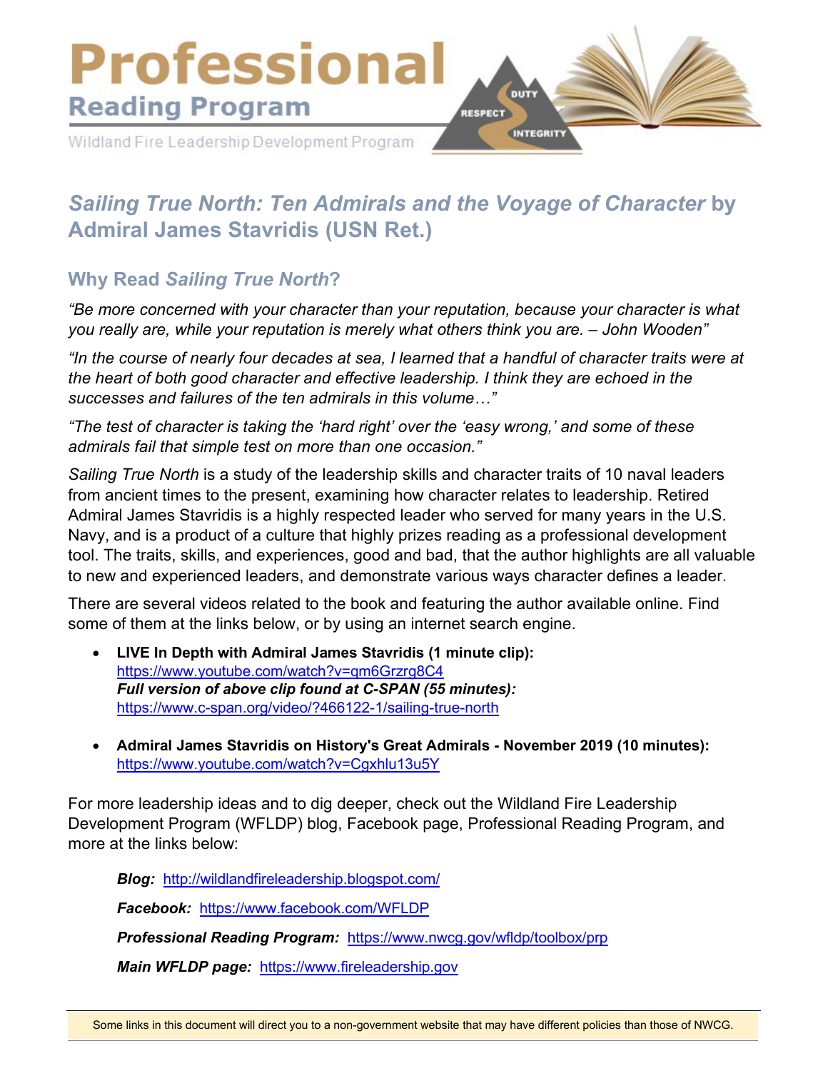# Professional Reading Program

Wildland Fire Leadership Development Program

DUTY RESPECT INTEGRITY

## *Sailing True North: Ten Admirals and the Voyage of Character* by Admiral James Stavridis (USN Ret.)

### Why Read *Sailing True North*?

*"Be more concerned with your character than your reputation, because your character is what you really are, while your reputation is merely what others think you are. – John Wooden"*

*"In the course of nearly four decades at sea, I learned that a handful of character traits were at the heart of both good character and effective leadership. I think they are echoed in the successes and failures of the ten admirals in this volume…"*

*"The test of character is taking the 'hard right' over the 'easy wrong,' and some of these admirals fail that simple test on more than one occasion."*

*Sailing True North* is a study of the leadership skills and character traits of 10 naval leaders from ancient times to the present, examining how character relates to leadership. Retired Admiral James Stavridis is a highly respected leader who served for many years in the U.S. Navy, and is a product of a culture that highly prizes reading as a professional development tool. The traits, skills, and experiences, good and bad, that the author highlights are all valuable to new and experienced leaders, and demonstrate various ways character defines a leader.

There are several videos related to the book and featuring the author available online. Find some of them at the links below, or by using an internet search engine.

- **LIVE In Depth with Admiral James Stavridis (1 minute clip):** https://www.youtube.com/watch?v=qm6Grzrg8C4
  ***Full version of above clip found at C-SPAN (55 minutes):*** https://www.c-span.org/video/?466122-1/sailing-true-north

- **Admiral James Stavridis on History's Great Admirals - November 2019 (10 minutes):** https://www.youtube.com/watch?v=Cgxhlu13u5Y

For more leadership ideas and to dig deeper, check out the Wildland Fire Leadership Development Program (WFLDP) blog, Facebook page, Professional Reading Program, and more at the links below:

***Blog:*** http://wildlandfireleadership.blogspot.com/

***Facebook:*** https://www.facebook.com/WFLDP

***Professional Reading Program:*** https://www.nwcg.gov/wfldp/toolbox/prp

***Main WFLDP page:*** https://www.fireleadership.gov

Some links in this document will direct you to a non-government website that may have different policies than those of NWCG.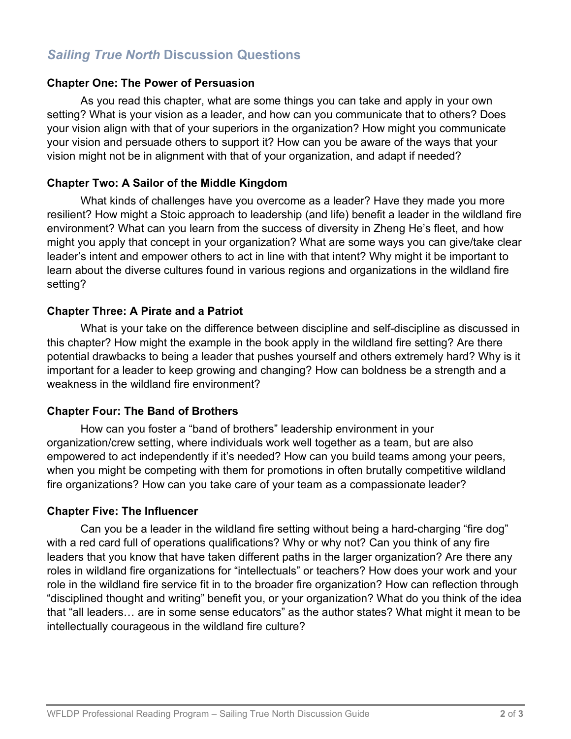## *Sailing True North* Discussion Questions

### Chapter One: The Power of Persuasion

As you read this chapter, what are some things you can take and apply in your own setting? What is your vision as a leader, and how can you communicate that to others? Does your vision align with that of your superiors in the organization? How might you communicate your vision and persuade others to support it? How can you be aware of the ways that your vision might not be in alignment with that of your organization, and adapt if needed?

### Chapter Two: A Sailor of the Middle Kingdom

What kinds of challenges have you overcome as a leader? Have they made you more resilient? How might a Stoic approach to leadership (and life) benefit a leader in the wildland fire environment? What can you learn from the success of diversity in Zheng He's fleet, and how might you apply that concept in your organization? What are some ways you can give/take clear leader's intent and empower others to act in line with that intent? Why might it be important to learn about the diverse cultures found in various regions and organizations in the wildland fire setting?

### Chapter Three: A Pirate and a Patriot

What is your take on the difference between discipline and self-discipline as discussed in this chapter? How might the example in the book apply in the wildland fire setting? Are there potential drawbacks to being a leader that pushes yourself and others extremely hard? Why is it important for a leader to keep growing and changing? How can boldness be a strength and a weakness in the wildland fire environment?

### Chapter Four: The Band of Brothers

How can you foster a "band of brothers" leadership environment in your organization/crew setting, where individuals work well together as a team, but are also empowered to act independently if it's needed? How can you build teams among your peers, when you might be competing with them for promotions in often brutally competitive wildland fire organizations? How can you take care of your team as a compassionate leader?

### Chapter Five: The Influencer

Can you be a leader in the wildland fire setting without being a hard-charging "fire dog" with a red card full of operations qualifications? Why or why not? Can you think of any fire leaders that you know that have taken different paths in the larger organization? Are there any roles in wildland fire organizations for "intellectuals" or teachers? How does your work and your role in the wildland fire service fit in to the broader fire organization? How can reflection through "disciplined thought and writing" benefit you, or your organization? What do you think of the idea that "all leaders… are in some sense educators" as the author states? What might it mean to be intellectually courageous in the wildland fire culture?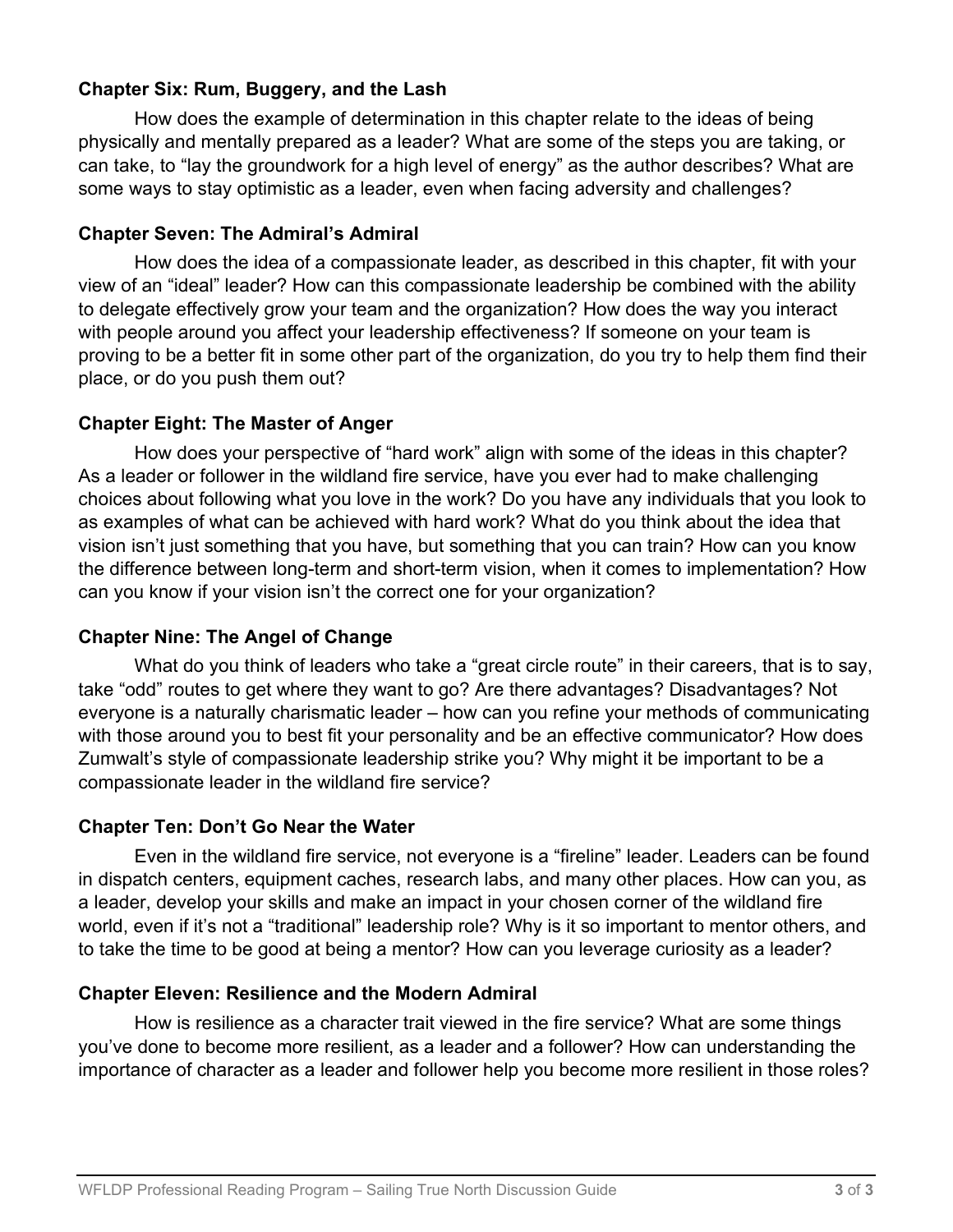**Chapter Six: Rum, Buggery, and the Lash**

How does the example of determination in this chapter relate to the ideas of being physically and mentally prepared as a leader? What are some of the steps you are taking, or can take, to "lay the groundwork for a high level of energy" as the author describes? What are some ways to stay optimistic as a leader, even when facing adversity and challenges?

**Chapter Seven: The Admiral's Admiral**

How does the idea of a compassionate leader, as described in this chapter, fit with your view of an "ideal" leader? How can this compassionate leadership be combined with the ability to delegate effectively grow your team and the organization? How does the way you interact with people around you affect your leadership effectiveness? If someone on your team is proving to be a better fit in some other part of the organization, do you try to help them find their place, or do you push them out?

**Chapter Eight: The Master of Anger**

How does your perspective of "hard work" align with some of the ideas in this chapter? As a leader or follower in the wildland fire service, have you ever had to make challenging choices about following what you love in the work? Do you have any individuals that you look to as examples of what can be achieved with hard work? What do you think about the idea that vision isn't just something that you have, but something that you can train? How can you know the difference between long-term and short-term vision, when it comes to implementation? How can you know if your vision isn't the correct one for your organization?

**Chapter Nine: The Angel of Change**

What do you think of leaders who take a "great circle route" in their careers, that is to say, take "odd" routes to get where they want to go? Are there advantages? Disadvantages? Not everyone is a naturally charismatic leader – how can you refine your methods of communicating with those around you to best fit your personality and be an effective communicator? How does Zumwalt's style of compassionate leadership strike you? Why might it be important to be a compassionate leader in the wildland fire service?

**Chapter Ten: Don't Go Near the Water**

Even in the wildland fire service, not everyone is a "fireline" leader. Leaders can be found in dispatch centers, equipment caches, research labs, and many other places. How can you, as a leader, develop your skills and make an impact in your chosen corner of the wildland fire world, even if it's not a "traditional" leadership role? Why is it so important to mentor others, and to take the time to be good at being a mentor? How can you leverage curiosity as a leader?

**Chapter Eleven: Resilience and the Modern Admiral**

How is resilience as a character trait viewed in the fire service? What are some things you've done to become more resilient, as a leader and a follower? How can understanding the importance of character as a leader and follower help you become more resilient in those roles?